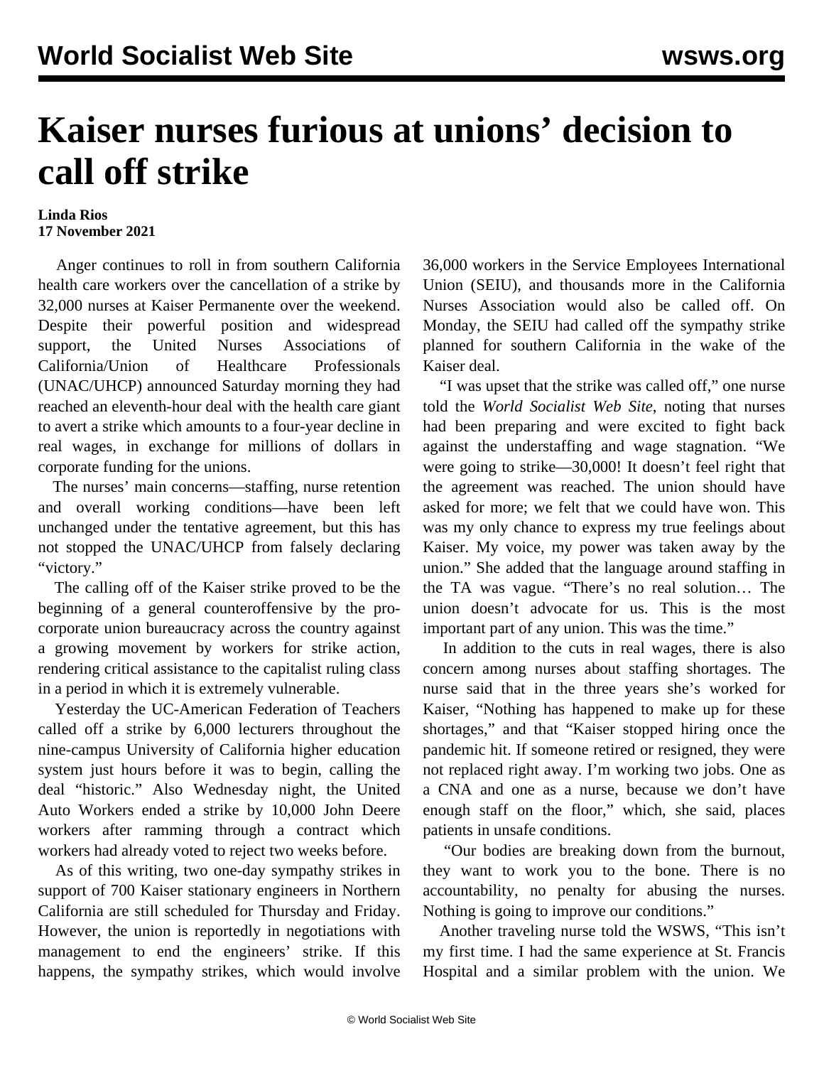# Kaiser nurses furious at unions' decision to call off strike

**Linda Rios**
**17 November 2021**

Anger continues to roll in from southern California health care workers over the cancellation of a strike by 32,000 nurses at Kaiser Permanente over the weekend. Despite their powerful position and widespread support, the United Nurses Associations of California/Union of Healthcare Professionals (UNAC/UHCP) announced Saturday morning they had reached an eleventh-hour deal with the health care giant to avert a strike which amounts to a four-year decline in real wages, in exchange for millions of dollars in corporate funding for the unions.

The nurses' main concerns—staffing, nurse retention and overall working conditions—have been left unchanged under the tentative agreement, but this has not stopped the UNAC/UHCP from falsely declaring "victory."

The calling off of the Kaiser strike proved to be the beginning of a general counteroffensive by the pro-corporate union bureaucracy across the country against a growing movement by workers for strike action, rendering critical assistance to the capitalist ruling class in a period in which it is extremely vulnerable.

Yesterday the UC-American Federation of Teachers called off a strike by 6,000 lecturers throughout the nine-campus University of California higher education system just hours before it was to begin, calling the deal "historic." Also Wednesday night, the United Auto Workers ended a strike by 10,000 John Deere workers after ramming through a contract which workers had already voted to reject two weeks before.

As of this writing, two one-day sympathy strikes in support of 700 Kaiser stationary engineers in Northern California are still scheduled for Thursday and Friday. However, the union is reportedly in negotiations with management to end the engineers' strike. If this happens, the sympathy strikes, which would involve 36,000 workers in the Service Employees International Union (SEIU), and thousands more in the California Nurses Association would also be called off. On Monday, the SEIU had called off the sympathy strike planned for southern California in the wake of the Kaiser deal.

"I was upset that the strike was called off," one nurse told the *World Socialist Web Site*, noting that nurses had been preparing and were excited to fight back against the understaffing and wage stagnation. "We were going to strike—30,000! It doesn't feel right that the agreement was reached. The union should have asked for more; we felt that we could have won. This was my only chance to express my true feelings about Kaiser. My voice, my power was taken away by the union." She added that the language around staffing in the TA was vague. "There's no real solution… The union doesn't advocate for us. This is the most important part of any union. This was the time."

In addition to the cuts in real wages, there is also concern among nurses about staffing shortages. The nurse said that in the three years she's worked for Kaiser, "Nothing has happened to make up for these shortages," and that "Kaiser stopped hiring once the pandemic hit. If someone retired or resigned, they were not replaced right away. I'm working two jobs. One as a CNA and one as a nurse, because we don't have enough staff on the floor," which, she said, places patients in unsafe conditions.

"Our bodies are breaking down from the burnout, they want to work you to the bone. There is no accountability, no penalty for abusing the nurses. Nothing is going to improve our conditions."

Another traveling nurse told the WSWS, "This isn't my first time. I had the same experience at St. Francis Hospital and a similar problem with the union. We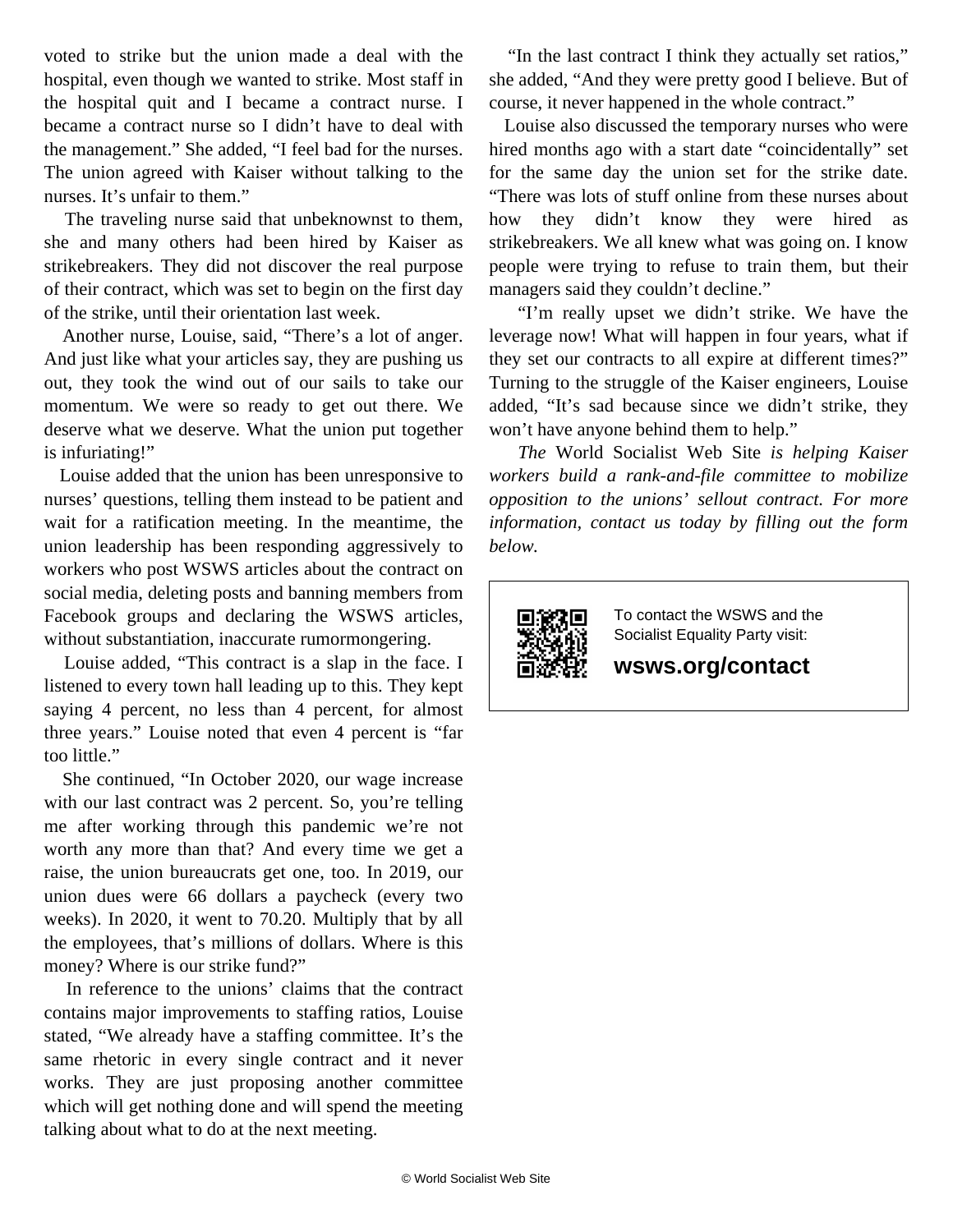voted to strike but the union made a deal with the hospital, even though we wanted to strike. Most staff in the hospital quit and I became a contract nurse. I became a contract nurse so I didn't have to deal with the management." She added, "I feel bad for the nurses. The union agreed with Kaiser without talking to the nurses. It's unfair to them."

The traveling nurse said that unbeknownst to them, she and many others had been hired by Kaiser as strikebreakers. They did not discover the real purpose of their contract, which was set to begin on the first day of the strike, until their orientation last week.

Another nurse, Louise, said, "There's a lot of anger. And just like what your articles say, they are pushing us out, they took the wind out of our sails to take our momentum. We were so ready to get out there. We deserve what we deserve. What the union put together is infuriating!"

Louise added that the union has been unresponsive to nurses' questions, telling them instead to be patient and wait for a ratification meeting. In the meantime, the union leadership has been responding aggressively to workers who post WSWS articles about the contract on social media, deleting posts and banning members from Facebook groups and declaring the WSWS articles, without substantiation, inaccurate rumormongering.

Louise added, "This contract is a slap in the face. I listened to every town hall leading up to this. They kept saying 4 percent, no less than 4 percent, for almost three years." Louise noted that even 4 percent is "far too little."

She continued, "In October 2020, our wage increase with our last contract was 2 percent. So, you're telling me after working through this pandemic we're not worth any more than that? And every time we get a raise, the union bureaucrats get one, too. In 2019, our union dues were 66 dollars a paycheck (every two weeks). In 2020, it went to 70.20. Multiply that by all the employees, that's millions of dollars. Where is this money? Where is our strike fund?"

In reference to the unions' claims that the contract contains major improvements to staffing ratios, Louise stated, "We already have a staffing committee. It's the same rhetoric in every single contract and it never works. They are just proposing another committee which will get nothing done and will spend the meeting talking about what to do at the next meeting.

"In the last contract I think they actually set ratios," she added, "And they were pretty good I believe. But of course, it never happened in the whole contract."

Louise also discussed the temporary nurses who were hired months ago with a start date "coincidentally" set for the same day the union set for the strike date. "There was lots of stuff online from these nurses about how they didn't know they were hired as strikebreakers. We all knew what was going on. I know people were trying to refuse to train them, but their managers said they couldn't decline."

"I'm really upset we didn't strike. We have the leverage now! What will happen in four years, what if they set our contracts to all expire at different times?" Turning to the struggle of the Kaiser engineers, Louise added, "It's sad because since we didn't strike, they won't have anyone behind them to help."

*The* World Socialist Web Site *is helping Kaiser workers build a rank-and-file committee to mobilize opposition to the unions' sellout contract. For more information, contact us today by filling out the form below.*

To contact the WSWS and the Socialist Equality Party visit:

**wsws.org/contact**